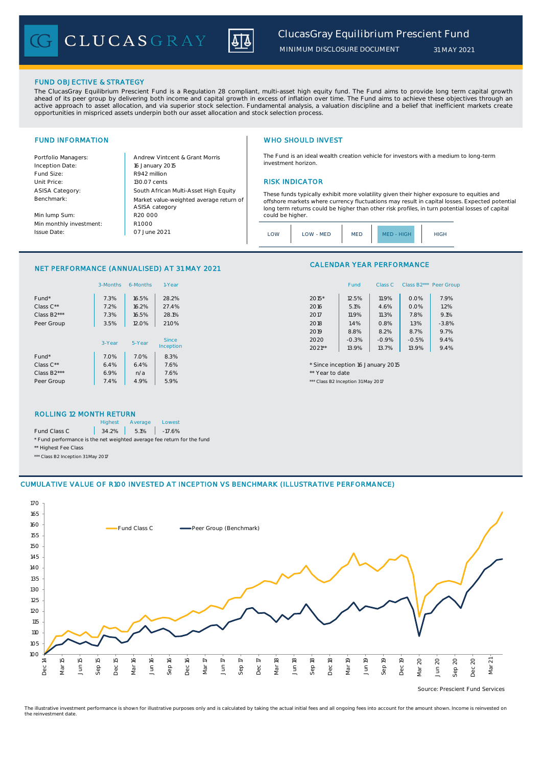# ClucasGray Equilibrium Prescient Fund

MINIMUM DISCLOSURE DOCUMENT 31 MAY 2021

## FUND OBJECTIVE & STRATEGY

The ClucasGray Equilibrium Prescient Fund is a Regulation 28 compliant, multi-asset high equity fund. The Fund aims to provide long term capital growth ahead of its peer group by delivering both income and capital growth in excess of inflation over time. The Fund aims to achieve these objectives through an active approach to asset allocation, and via superior stock selection. Fundamental analysis, a valuation discipline and a belief that inefficient markets create opportunities in mispriced assets underpin both our asset allocation and stock selection process.

## FUND INFORMATION

| | |
|---|---|
| Portfolio Managers: | Andrew Vintcent & Grant Morris |
| Inception Date: | 16 January 2015 |
| Fund Size: | R942 million |
| Unit Price: | 130.07 cents |
| ASISA Category: | South African Multi-Asset High Equity |
| Benchmark: | Market value-weighted average return of ASISA category |
| Min lump Sum: | R20 000 |
| Min monthly investment: | R1 000 |
| Issue Date: | 07 June 2021 |

## WHO SHOULD INVEST

The Fund is an ideal wealth creation vehicle for investors with a medium to long-term investment horizon.

## RISK INDICATOR

These funds typically exhibit more volatility given their higher exposure to equities and offshore markets where currency fluctuations may result in capital losses. Expected potential long term returns could be higher than other risk profiles, in turn potential losses of capital could be higher.

LOW | LOW - MED | MED | **MED - HIGH** | HIGH

## NET PERFORMANCE (ANNUALISED) AT 31 MAY 2021

| | 3-Months | 6-Months | 1-Year |
|---|---|---|---|
| Fund* | 7.3% | 16.5% | 28.2% |
| Class C** | 7.2% | 16.2% | 27.4% |
| Class B2*** | 7.3% | 16.5% | 28.1% |
| Peer Group | 3.5% | 12.0% | 21.0% |

| | 3-Year | 5-Year | Since Inception |
|---|---|---|---|
| Fund* | 7.0% | 7.0% | 8.3% |
| Class C** | 6.4% | 6.4% | 7.6% |
| Class B2*** | 6.9% | n/a | 7.6% |
| Peer Group | 7.4% | 4.9% | 5.9% |

## CALENDAR YEAR PERFORMANCE

| | Fund | Class C | Class B2*** | Peer Group |
|---|---|---|---|---|
| 2015* | 12.5% | 11.9% | 0.0% | 7.9% |
| 2016 | 5.1% | 4.6% | 0.0% | 1.2% |
| 2017 | 11.9% | 11.3% | 7.8% | 9.1% |
| 2018 | 1.4% | 0.8% | 1.3% | -3.8% |
| 2019 | 8.8% | 8.2% | 8.7% | 9.7% |
| 2020 | -0.3% | -0.9% | -0.5% | 9.4% |
| 2021** | 13.9% | 13.7% | 13.9% | 9.4% |

\* Since inception 16 January 2015

** Year to date

*** Class B2 Inception 31 May 2017

## ROLLING 12 MONTH RETURN

| | Highest | Average | Lowest |
|---|---|---|---|
| Fund Class C | 34.2% | 5.1% | -17.6% |

\* Fund performance is the net weighted average fee return for the fund

** Highest Fee Class

*** Class B2 Inception 31 May 2017

## CUMULATIVE VALUE OF R100 INVESTED AT INCEPTION VS BENCHMARK (ILLUSTRATIVE PERFORMANCE)

Source: Prescient Fund Services

The illustrative investment performance is shown for illustrative purposes only and is calculated by taking the actual initial fees and all ongoing fees into account for the amount shown. Income is reinvested on the reinvestment date.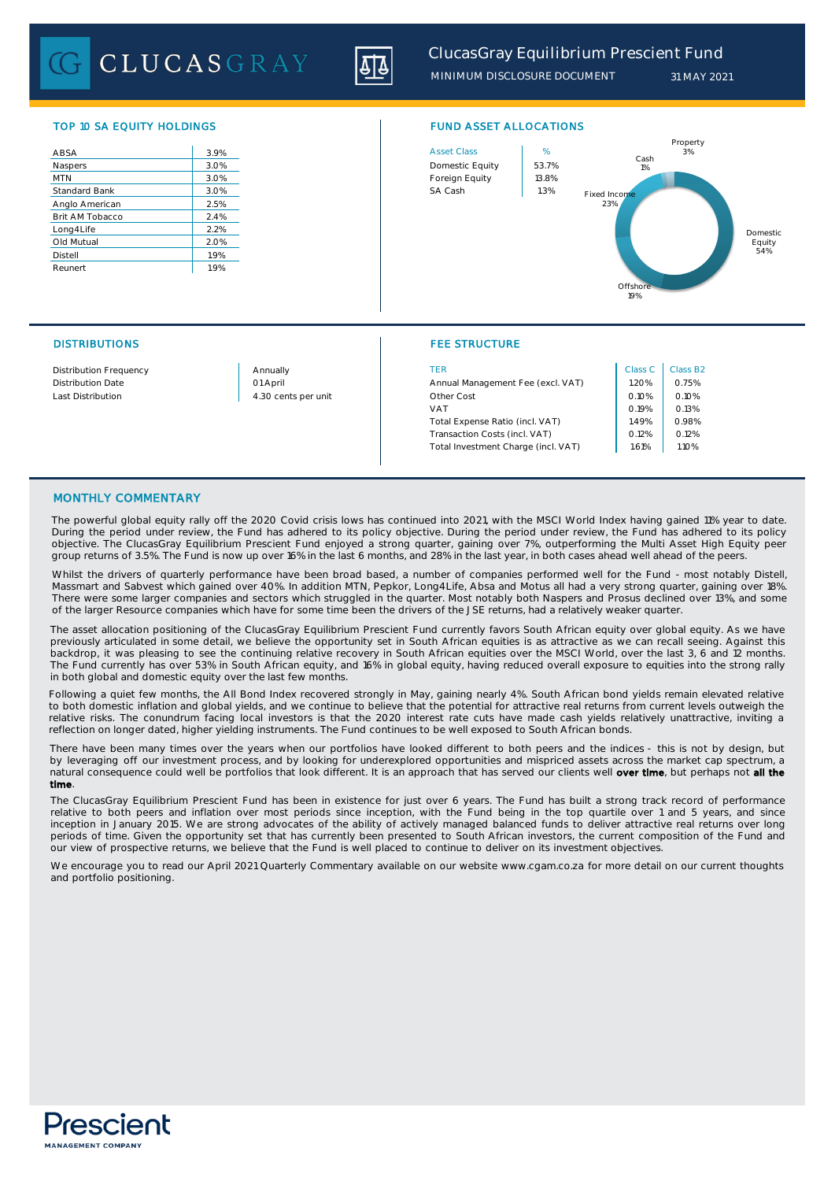## TOP 10 SA EQUITY HOLDINGS

| | |
|---|---|
| ABSA | 3.9% |
| Naspers | 3.0% |
| MTN | 3.0% |
| Standard Bank | 3.0% |
| Anglo American | 2.5% |
| Brit AM Tobacco | 2.4% |
| Long4Life | 2.2% |
| Old Mutual | 2.0% |
| Distell | 1.9% |
| Reunert | 1.9% |

## FUND ASSET ALLOCATIONS

| Asset Class | % |
|---|---|
| Domestic Equity | 53.7% |
| Foreign Equity | 13.8% |
| SA Cash | 1.3% |

Property 3%
Cash 1%
Fixed Income 23%
Domestic Equity 54%
Offshore 19%

## DISTRIBUTIONS

| | |
|---|---|
| Distribution Frequency | Annually |
| Distribution Date | 01 April |
| Last Distribution | 4.30 cents per unit |

## FEE STRUCTURE

| TER | Class C | Class B2 |
|---|---|---|
| Annual Management Fee (excl. VAT) | 1.20% | 0.75% |
| Other Cost | 0.10% | 0.10% |
| VAT | 0.19% | 0.13% |
| Total Expense Ratio (incl. VAT) | 1.49% | 0.98% |
| Transaction Costs (incl. VAT) | 0.12% | 0.12% |
| Total Investment Charge (incl. VAT) | 1.61% | 1.10% |

## MONTHLY COMMENTARY

The powerful global equity rally off the 2020 Covid crisis lows has continued into 2021, with the MSCI World Index having gained 11% year to date. During the period under review, the Fund has adhered to its policy objective. During the period under review, the Fund has adhered to its policy objective. The ClucasGray Equilibrium Prescient Fund enjoyed a strong quarter, gaining over 7%, outperforming the Multi Asset High Equity peer group returns of 3.5%. The Fund is now up over 16% in the last 6 months, and 28% in the last year, in both cases ahead well ahead of the peers.

Whilst the drivers of quarterly performance have been broad based, a number of companies performed well for the Fund - most notably Distell, Massmart and Sabvest which gained over 40%. In addition MTN, Pepkor, Long4Life, Absa and Motus all had a very strong quarter, gaining over 18%. There were some larger companies and sectors which struggled in the quarter. Most notably both Naspers and Prosus declined over 13%, and some of the larger Resource companies which have for some time been the drivers of the JSE returns, had a relatively weaker quarter.

The asset allocation positioning of the ClucasGray Equilibrium Prescient Fund currently favors South African equity over global equity. As we have previously articulated in some detail, we believe the opportunity set in South African equities is as attractive as we can recall seeing. Against this backdrop, it was pleasing to see the continuing relative recovery in South African equities over the MSCI World, over the last 3, 6 and 12 months. The Fund currently has over 53% in South African equity, and 16% in global equity, having reduced overall exposure to equities into the strong rally in both global and domestic equity over the last few months.

Following a quiet few months, the All Bond Index recovered strongly in May, gaining nearly 4%. South African bond yields remain elevated relative to both domestic inflation and global yields, and we continue to believe that the potential for attractive real returns from current levels outweigh the relative risks. The conundrum facing local investors is that the 2020 interest rate cuts have made cash yields relatively unattractive, inviting a reflection on longer dated, higher yielding instruments. The Fund continues to be well exposed to South African bonds.

There have been many times over the years when our portfolios have looked different to both peers and the indices - this is not by design, but by leveraging off our investment process, and by looking for underexplored opportunities and mispriced assets across the market cap spectrum, a natural consequence could well be portfolios that look different. It is an approach that has served our clients well **over time**, but perhaps not **all the time**.

The ClucasGray Equilibrium Prescient Fund has been in existence for just over 6 years. The Fund has built a strong track record of performance relative to both peers and inflation over most periods since inception, with the Fund being in the top quartile over 1 and 5 years, and since inception in January 2015. We are strong advocates of the ability of actively managed balanced funds to deliver attractive real returns over long periods of time. Given the opportunity set that has currently been presented to South African investors, the current composition of the Fund and our view of prospective returns, we believe that the Fund is well placed to continue to deliver on its investment objectives.

We encourage you to read our April 2021 Quarterly Commentary available on our website www.cgam.co.za for more detail on our current thoughts and portfolio positioning.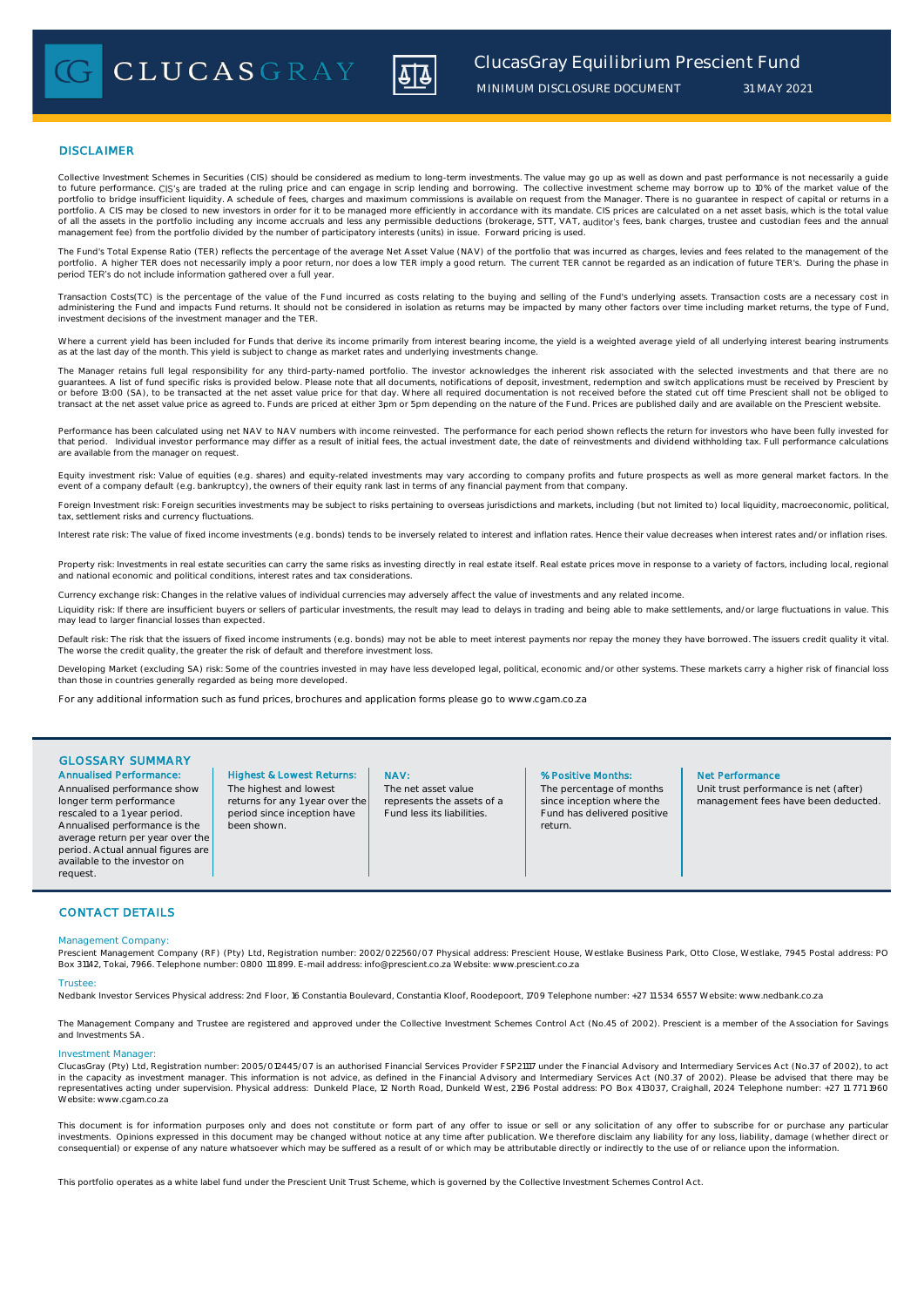# ClucasGray Equilibrium Prescient Fund

MINIMUM DISCLOSURE DOCUMENT 31 MAY 2021

## DISCLAIMER

Collective Investment Schemes in Securities (CIS) should be considered as medium to long-term investments. The value may go up as well as down and past performance is not necessarily a guide to future performance. CIS's are traded at the ruling price and can engage in scrip lending and borrowing. The collective investment scheme may borrow up to 10% of the market value of the portfolio to bridge insufficient liquidity. A schedule of fees, charges and maximum commissions is available on request from the Manager. There is no guarantee in respect of capital or returns in a portfolio. A CIS may be closed to new investors in order for it to be managed more efficiently in accordance with its mandate. CIS prices are calculated on a net asset basis, which is the total value of all the assets in the portfolio including any income accruals and less any permissible deductions (brokerage, STT, VAT, auditor's fees, bank charges, trustee and custodian fees and the annual management fee) from the portfolio divided by the number of participatory interests (units) in issue. Forward pricing is used.

The Fund's Total Expense Ratio (TER) reflects the percentage of the average Net Asset Value (NAV) of the portfolio that was incurred as charges, levies and fees related to the management of the portfolio. A higher TER does not necessarily imply a poor return, nor does a low TER imply a good return. The current TER cannot be regarded as an indication of future TER's. During the phase in period TER's do not include information gathered over a full year.

Transaction Costs(TC) is the percentage of the value of the Fund incurred as costs relating to the buying and selling of the Fund's underlying assets. Transaction costs are a necessary cost in administering the Fund and impacts Fund returns. It should not be considered in isolation as returns may be impacted by many other factors over time including market returns, the type of Fund, investment decisions of the investment manager and the TER.

Where a current yield has been included for Funds that derive its income primarily from interest bearing income, the yield is a weighted average yield of all underlying interest bearing instruments as at the last day of the month. This yield is subject to change as market rates and underlying investments change.

The Manager retains full legal responsibility for any third-party-named portfolio. The investor acknowledges the inherent risk associated with the selected investments and that there are no guarantees. A list of fund specific risks is provided below. Please note that all documents, notifications of deposit, investment, redemption and switch applications must be received by Prescient by or before 13:00 (SA), to be transacted at the net asset value price for that day. Where all required documentation is not received before the stated cut off time Prescient shall not be obliged to transact at the net asset value price as agreed to. Funds are priced at either 3pm or 5pm depending on the nature of the Fund. Prices are published daily and are available on the Prescient website.

Performance has been calculated using net NAV to NAV numbers with income reinvested. The performance for each period shown reflects the return for investors who have been fully invested for that period. Individual investor performance may differ as a result of initial fees, the actual investment date, the date of reinvestments and dividend withholding tax. Full performance calculations are available from the manager on request.

Equity investment risk: Value of equities (e.g. shares) and equity-related investments may vary according to company profits and future prospects as well as more general market factors. In the event of a company default (e.g. bankruptcy), the owners of their equity rank last in terms of any financial payment from that company.

Foreign Investment risk: Foreign securities investments may be subject to risks pertaining to overseas jurisdictions and markets, including (but not limited to) local liquidity, macroeconomic, political, tax, settlement risks and currency fluctuations.

Interest rate risk: The value of fixed income investments (e.g. bonds) tends to be inversely related to interest and inflation rates. Hence their value decreases when interest rates and/or inflation rises.

Property risk: Investments in real estate securities can carry the same risks as investing directly in real estate itself. Real estate prices move in response to a variety of factors, including local, regional and national economic and political conditions, interest rates and tax considerations.

Currency exchange risk: Changes in the relative values of individual currencies may adversely affect the value of investments and any related income.

Liquidity risk: If there are insufficient buyers or sellers of particular investments, the result may lead to delays in trading and being able to make settlements, and/or large fluctuations in value. This may lead to larger financial losses than expected.

Default risk: The risk that the issuers of fixed income instruments (e.g. bonds) may not be able to meet interest payments nor repay the money they have borrowed. The issuers credit quality it vital. The worse the credit quality, the greater the risk of default and therefore investment loss.

Developing Market (excluding SA) risk: Some of the countries invested in may have less developed legal, political, economic and/or other systems. These markets carry a higher risk of financial loss than those in countries generally regarded as being more developed.

For any additional information such as fund prices, brochures and application forms please go to www.cgam.co.za

## GLOSSARY SUMMARY

**Annualised Performance:** Annualised performance show longer term performance rescaled to a 1 year period. Annualised performance is the average return per year over the period. Actual annual figures are available to the investor on request.

**Highest & Lowest Returns:** The highest and lowest returns for any 1 year over the period since inception have been shown.

**NAV:** The net asset value represents the assets of a Fund less its liabilities.

**% Positive Months:** The percentage of months since inception where the Fund has delivered positive return.

**Net Performance** Unit trust performance is net (after) management fees have been deducted.

## CONTACT DETAILS

### Management Company:

Prescient Management Company (RF) (Pty) Ltd, Registration number: 2002/022560/07 Physical address: Prescient House, Westlake Business Park, Otto Close, Westlake, 7945 Postal address: PO Box 31142, Tokai, 7966. Telephone number: 0800 111 899. E-mail address: info@prescient.co.za Website: www.prescient.co.za

### Trustee:

Nedbank Investor Services Physical address: 2nd Floor, 16 Constantia Boulevard, Constantia Kloof, Roodepoort, 1709 Telephone number: +27 11 534 6557 Website: www.nedbank.co.za

The Management Company and Trustee are registered and approved under the Collective Investment Schemes Control Act (No.45 of 2002). Prescient is a member of the Association for Savings and Investments SA.

### Investment Manager:

ClucasGray (Pty) Ltd, Registration number: 2005/012445/07 is an authorised Financial Services Provider FSP21117 under the Financial Advisory and Intermediary Services Act (No.37 of 2002), to act in the capacity as investment manager. This information is not advice, as defined in the Financial Advisory and Intermediary Services Act (NO.37 of 2002). Please be advised that there may be representatives acting under supervision. Physical address: Dunkeld Place, 12 North Road, Dunkeld West, 2196 Postal address: PO Box 413037, Craighall, 2024 Telephone number: +27 11 771 1960 Website: www.cgam.co.za

This document is for information purposes only and does not constitute or form part of any offer to issue or sell or any solicitation of any offer to subscribe for or purchase any particular investments. Opinions expressed in this document may be changed without notice at any time after publication. We therefore disclaim any liability for any loss, liability, damage (whether direct or consequential) or expense of any nature whatsoever which may be suffered as a result of or which may be attributable directly or indirectly to the use of or reliance upon the information.

This portfolio operates as a white label fund under the Prescient Unit Trust Scheme, which is governed by the Collective Investment Schemes Control Act.